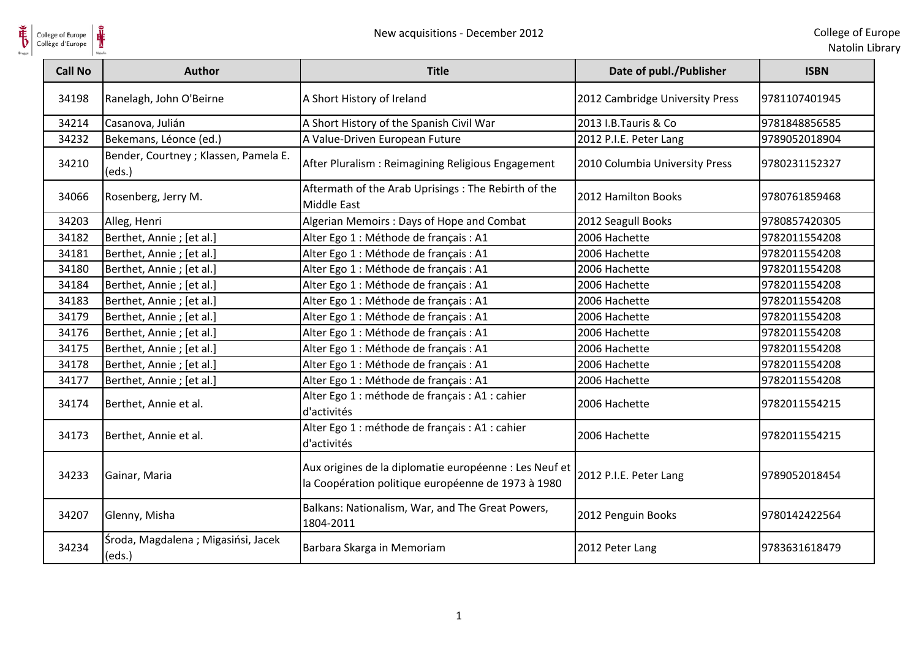New acquisitions - December 2012

College of Europe
Natolin Library

| Call No | Author | Title | Date of publ./Publisher | ISBN |
|---|---|---|---|---|
| 34198 | Ranelagh, John O'Beirne | A Short History of Ireland | 2012 Cambridge University Press | 9781107401945 |
| 34214 | Casanova, Julián | A Short History of the Spanish Civil War | 2013 I.B.Tauris & Co | 9781848856585 |
| 34232 | Bekemans, Léonce (ed.) | A Value-Driven European Future | 2012 P.I.E. Peter Lang | 9789052018904 |
| 34210 | Bender, Courtney ; Klassen, Pamela E. (eds.) | After Pluralism : Reimagining Religious Engagement | 2010 Columbia University Press | 9780231152327 |
| 34066 | Rosenberg, Jerry M. | Aftermath of the Arab Uprisings : The Rebirth of the Middle East | 2012 Hamilton Books | 9780761859468 |
| 34203 | Alleg, Henri | Algerian Memoirs : Days of Hope and Combat | 2012 Seagull Books | 9780857420305 |
| 34182 | Berthet, Annie ; [et al.] | Alter Ego 1 : Méthode de français : A1 | 2006 Hachette | 9782011554208 |
| 34181 | Berthet, Annie ; [et al.] | Alter Ego 1 : Méthode de français : A1 | 2006 Hachette | 9782011554208 |
| 34180 | Berthet, Annie ; [et al.] | Alter Ego 1 : Méthode de français : A1 | 2006 Hachette | 9782011554208 |
| 34184 | Berthet, Annie ; [et al.] | Alter Ego 1 : Méthode de français : A1 | 2006 Hachette | 9782011554208 |
| 34183 | Berthet, Annie ; [et al.] | Alter Ego 1 : Méthode de français : A1 | 2006 Hachette | 9782011554208 |
| 34179 | Berthet, Annie ; [et al.] | Alter Ego 1 : Méthode de français : A1 | 2006 Hachette | 9782011554208 |
| 34176 | Berthet, Annie ; [et al.] | Alter Ego 1 : Méthode de français : A1 | 2006 Hachette | 9782011554208 |
| 34175 | Berthet, Annie ; [et al.] | Alter Ego 1 : Méthode de français : A1 | 2006 Hachette | 9782011554208 |
| 34178 | Berthet, Annie ; [et al.] | Alter Ego 1 : Méthode de français : A1 | 2006 Hachette | 9782011554208 |
| 34177 | Berthet, Annie ; [et al.] | Alter Ego 1 : Méthode de français : A1 | 2006 Hachette | 9782011554208 |
| 34174 | Berthet, Annie et al. | Alter Ego 1 : méthode de français : A1 : cahier d'activités | 2006 Hachette | 9782011554215 |
| 34173 | Berthet, Annie et al. | Alter Ego 1 : méthode de français : A1 : cahier d'activités | 2006 Hachette | 9782011554215 |
| 34233 | Gainar, Maria | Aux origines de la diplomatie européenne : Les Neuf et la Coopération politique européenne de 1973 à 1980 | 2012 P.I.E. Peter Lang | 9789052018454 |
| 34207 | Glenny, Misha | Balkans: Nationalism, War, and The Great Powers, 1804-2011 | 2012 Penguin Books | 9780142422564 |
| 34234 | Środa, Magdalena ; Migasińsi, Jacek (eds.) | Barbara Skarga in Memoriam | 2012 Peter Lang | 9783631618479 |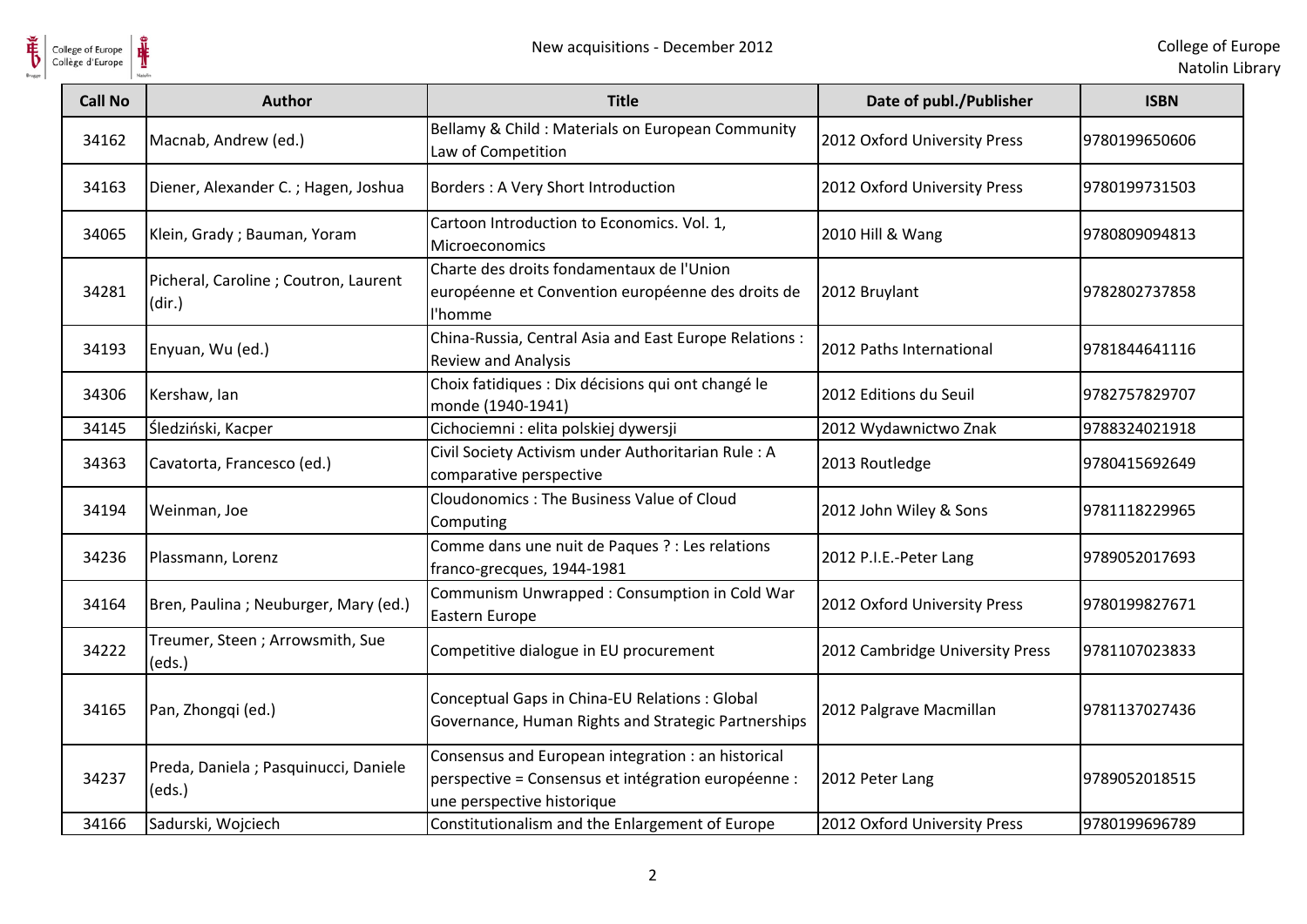| Call No | Author | Title | Date of publ./Publisher | ISBN |
|---|---|---|---|---|
| 34162 | Macnab, Andrew (ed.) | Bellamy & Child : Materials on European Community Law of Competition | 2012 Oxford University Press | 9780199650606 |
| 34163 | Diener, Alexander C. ; Hagen, Joshua | Borders : A Very Short Introduction | 2012 Oxford University Press | 9780199731503 |
| 34065 | Klein, Grady ; Bauman, Yoram | Cartoon Introduction to Economics. Vol. 1, Microeconomics | 2010 Hill & Wang | 9780809094813 |
| 34281 | Picheral, Caroline ; Coutron, Laurent (dir.) | Charte des droits fondamentaux de l'Union européenne et Convention européenne des droits de l'homme | 2012 Bruylant | 9782802737858 |
| 34193 | Enyuan, Wu (ed.) | China-Russia, Central Asia and East Europe Relations : Review and Analysis | 2012 Paths International | 9781844641116 |
| 34306 | Kershaw, Ian | Choix fatidiques : Dix décisions qui ont changé le monde (1940-1941) | 2012 Editions du Seuil | 9782757829707 |
| 34145 | Śledziński, Kacper | Cichociemni : elita polskiej dywersji | 2012 Wydawnictwo Znak | 9788324021918 |
| 34363 | Cavatorta, Francesco (ed.) | Civil Society Activism under Authoritarian Rule : A comparative perspective | 2013 Routledge | 9780415692649 |
| 34194 | Weinman, Joe | Cloudonomics : The Business Value of Cloud Computing | 2012 John Wiley & Sons | 9781118229965 |
| 34236 | Plassmann, Lorenz | Comme dans une nuit de Paques ? : Les relations franco-grecques, 1944-1981 | 2012 P.I.E.-Peter Lang | 9789052017693 |
| 34164 | Bren, Paulina ; Neuburger, Mary (ed.) | Communism Unwrapped : Consumption in Cold War Eastern Europe | 2012 Oxford University Press | 9780199827671 |
| 34222 | Treumer, Steen ; Arrowsmith, Sue (eds.) | Competitive dialogue in EU procurement | 2012 Cambridge University Press | 9781107023833 |
| 34165 | Pan, Zhongqi (ed.) | Conceptual Gaps in China-EU Relations : Global Governance, Human Rights and Strategic Partnerships | 2012 Palgrave Macmillan | 9781137027436 |
| 34237 | Preda, Daniela ; Pasquinucci, Daniele (eds.) | Consensus and European integration : an historical perspective = Consensus et intégration européenne : une perspective historique | 2012 Peter Lang | 9789052018515 |
| 34166 | Sadurski, Wojciech | Constitutionalism and the Enlargement of Europe | 2012 Oxford University Press | 9780199696789 |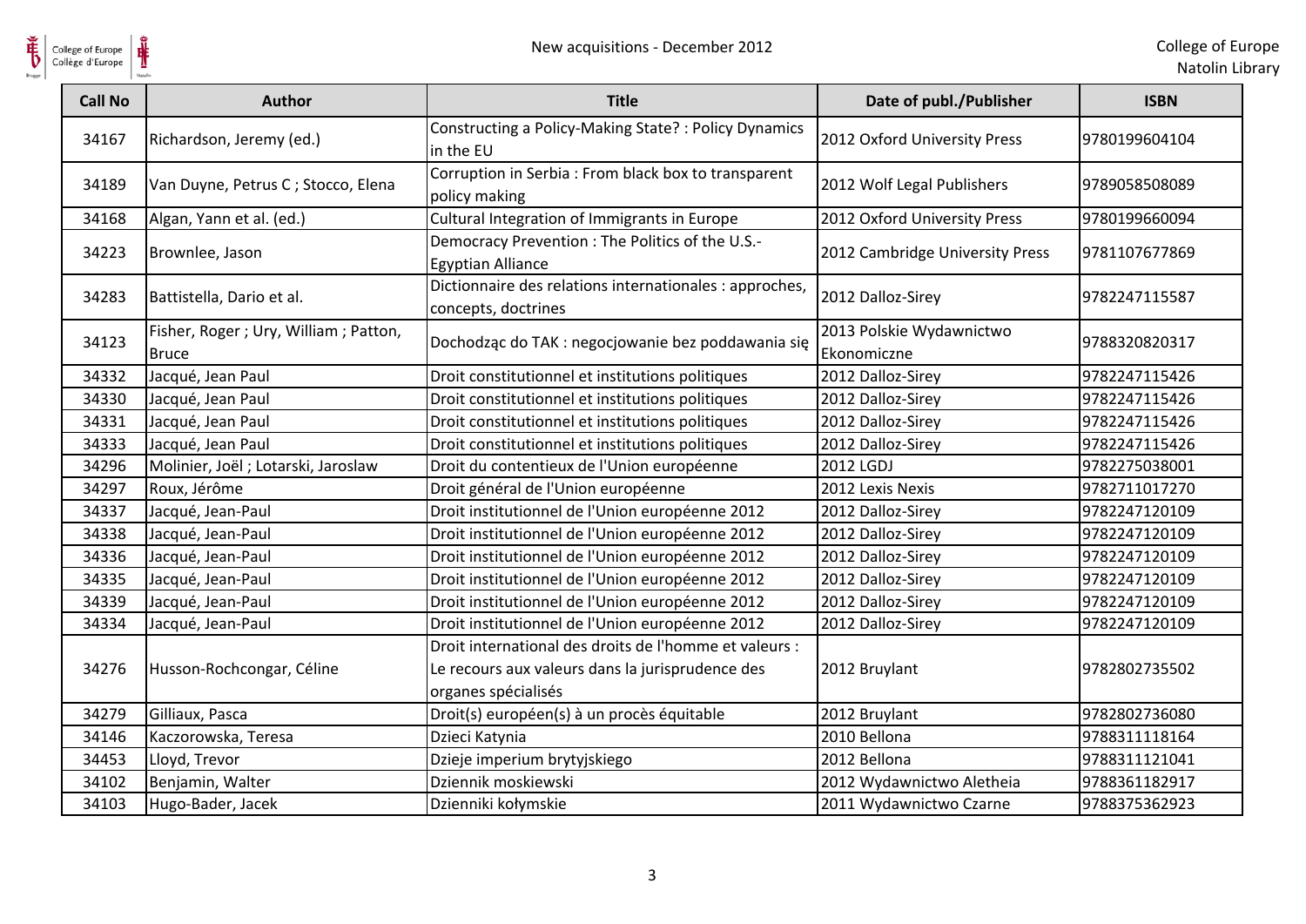| Call No | Author | Title | Date of publ./Publisher | ISBN |
|---|---|---|---|---|
| 34167 | Richardson, Jeremy (ed.) | Constructing a Policy-Making State? : Policy Dynamics in the EU | 2012 Oxford University Press | 9780199604104 |
| 34189 | Van Duyne, Petrus C ; Stocco, Elena | Corruption in Serbia : From black box to transparent policy making | 2012 Wolf Legal Publishers | 9789058508089 |
| 34168 | Algan, Yann et al. (ed.) | Cultural Integration of Immigrants in Europe | 2012 Oxford University Press | 9780199660094 |
| 34223 | Brownlee, Jason | Democracy Prevention : The Politics of the U.S.-Egyptian Alliance | 2012 Cambridge University Press | 9781107677869 |
| 34283 | Battistella, Dario et al. | Dictionnaire des relations internationales : approches, concepts, doctrines | 2012 Dalloz-Sirey | 9782247115587 |
| 34123 | Fisher, Roger ; Ury, William ; Patton, Bruce | Dochodząc do TAK : negocjowanie bez poddawania się | 2013 Polskie Wydawnictwo Ekonomiczne | 9788320820317 |
| 34332 | Jacqué, Jean Paul | Droit constitutionnel et institutions politiques | 2012 Dalloz-Sirey | 9782247115426 |
| 34330 | Jacqué, Jean Paul | Droit constitutionnel et institutions politiques | 2012 Dalloz-Sirey | 9782247115426 |
| 34331 | Jacqué, Jean Paul | Droit constitutionnel et institutions politiques | 2012 Dalloz-Sirey | 9782247115426 |
| 34333 | Jacqué, Jean Paul | Droit constitutionnel et institutions politiques | 2012 Dalloz-Sirey | 9782247115426 |
| 34296 | Molinier, Joël ; Lotarski, Jaroslaw | Droit du contentieux de l'Union européenne | 2012 LGDJ | 9782275038001 |
| 34297 | Roux, Jérôme | Droit général de l'Union européenne | 2012 Lexis Nexis | 9782711017270 |
| 34337 | Jacqué, Jean-Paul | Droit institutionnel de l'Union européenne 2012 | 2012 Dalloz-Sirey | 9782247120109 |
| 34338 | Jacqué, Jean-Paul | Droit institutionnel de l'Union européenne 2012 | 2012 Dalloz-Sirey | 9782247120109 |
| 34336 | Jacqué, Jean-Paul | Droit institutionnel de l'Union européenne 2012 | 2012 Dalloz-Sirey | 9782247120109 |
| 34335 | Jacqué, Jean-Paul | Droit institutionnel de l'Union européenne 2012 | 2012 Dalloz-Sirey | 9782247120109 |
| 34339 | Jacqué, Jean-Paul | Droit institutionnel de l'Union européenne 2012 | 2012 Dalloz-Sirey | 9782247120109 |
| 34334 | Jacqué, Jean-Paul | Droit institutionnel de l'Union européenne 2012 | 2012 Dalloz-Sirey | 9782247120109 |
| 34276 | Husson-Rochcongar, Céline | Droit international des droits de l'homme et valeurs : Le recours aux valeurs dans la jurisprudence des organes spécialisés | 2012 Bruylant | 9782802735502 |
| 34279 | Gilliaux, Pasca | Droit(s) européen(s) à un procès équitable | 2012 Bruylant | 9782802736080 |
| 34146 | Kaczorowska, Teresa | Dzieci Katynia | 2010 Bellona | 9788311118164 |
| 34453 | Lloyd, Trevor | Dzieje imperium brytyjskiego | 2012 Bellona | 9788311121041 |
| 34102 | Benjamin, Walter | Dziennik moskiewski | 2012 Wydawnictwo Aletheia | 9788361182917 |
| 34103 | Hugo-Bader, Jacek | Dzienniki kołymskie | 2011 Wydawnictwo Czarne | 9788375362923 |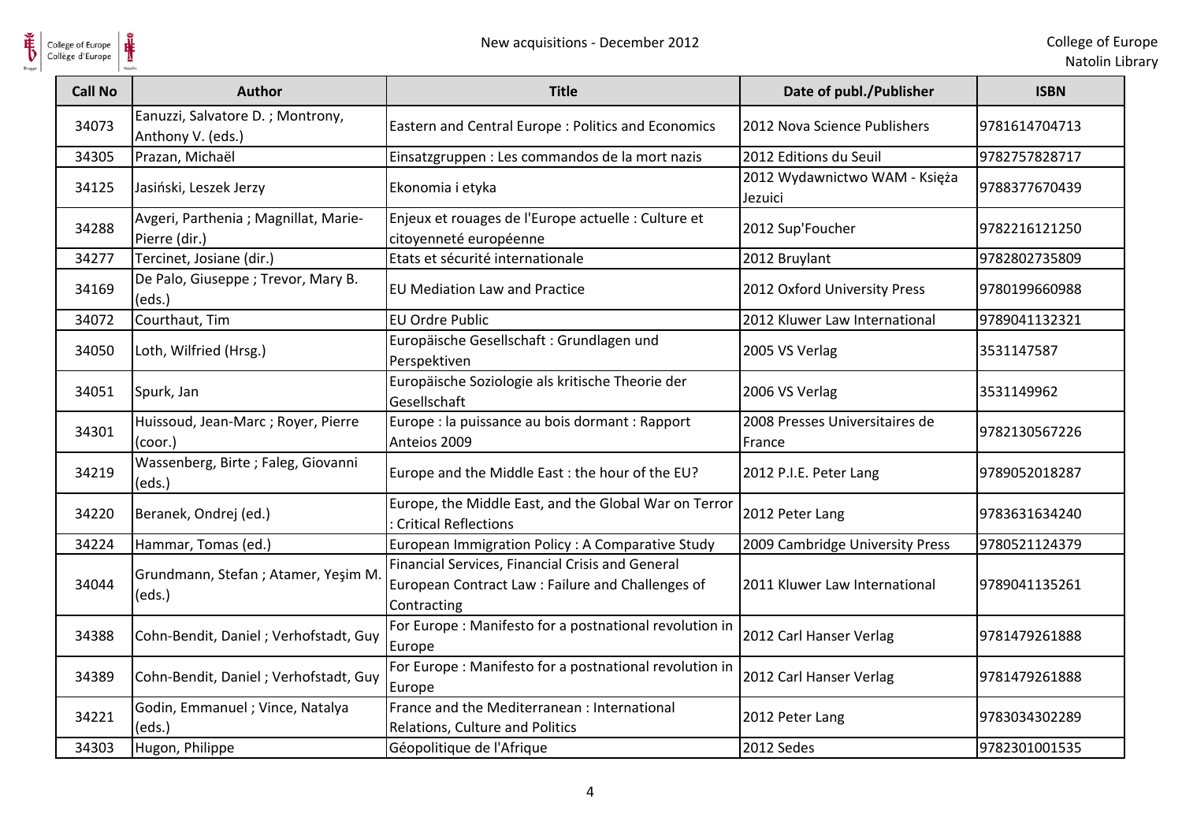| Call No | Author | Title | Date of publ./Publisher | ISBN |
| --- | --- | --- | --- | --- |
| 34073 | Eanuzzi, Salvatore D. ; Montrony, Anthony V. (eds.) | Eastern and Central Europe : Politics and Economics | 2012 Nova Science Publishers | 9781614704713 |
| 34305 | Prazan, Michaël | Einsatzgruppen : Les commandos de la mort nazis | 2012 Editions du Seuil | 9782757828717 |
| 34125 | Jasiński, Leszek Jerzy | Ekonomia i etyka | 2012 Wydawnictwo WAM - Księża Jezuici | 9788377670439 |
| 34288 | Avgeri, Parthenia ; Magnillat, Marie-Pierre (dir.) | Enjeux et rouages de l'Europe actuelle : Culture et citoyenneté européenne | 2012 Sup'Foucher | 9782216121250 |
| 34277 | Tercinet, Josiane (dir.) | Etats et sécurité internationale | 2012 Bruylant | 9782802735809 |
| 34169 | De Palo, Giuseppe ; Trevor, Mary B. (eds.) | EU Mediation Law and Practice | 2012 Oxford University Press | 9780199660988 |
| 34072 | Courthaut, Tim | EU Ordre Public | 2012 Kluwer Law International | 9789041132321 |
| 34050 | Loth, Wilfried (Hrsg.) | Europäische Gesellschaft : Grundlagen und Perspektiven | 2005 VS Verlag | 3531147587 |
| 34051 | Spurk, Jan | Europäische Soziologie als kritische Theorie der Gesellschaft | 2006 VS Verlag | 3531149962 |
| 34301 | Huissoud, Jean-Marc ; Royer, Pierre (coor.) | Europe : la puissance au bois dormant : Rapport Anteios 2009 | 2008 Presses Universitaires de France | 9782130567226 |
| 34219 | Wassenberg, Birte ; Faleg, Giovanni (eds.) | Europe and the Middle East : the hour of the EU? | 2012 P.I.E. Peter Lang | 9789052018287 |
| 34220 | Beranek, Ondrej (ed.) | Europe, the Middle East, and the Global War on Terror : Critical Reflections | 2012 Peter Lang | 9783631634240 |
| 34224 | Hammar, Tomas (ed.) | European Immigration Policy : A Comparative Study | 2009 Cambridge University Press | 9780521124379 |
| 34044 | Grundmann, Stefan ; Atamer, Yeşim M. (eds.) | Financial Services, Financial Crisis and General European Contract Law : Failure and Challenges of Contracting | 2011 Kluwer Law International | 9789041135261 |
| 34388 | Cohn-Bendit, Daniel ; Verhofstadt, Guy | For Europe : Manifesto for a postnational revolution in Europe | 2012 Carl Hanser Verlag | 9781479261888 |
| 34389 | Cohn-Bendit, Daniel ; Verhofstadt, Guy | For Europe : Manifesto for a postnational revolution in Europe | 2012 Carl Hanser Verlag | 9781479261888 |
| 34221 | Godin, Emmanuel ; Vince, Natalya (eds.) | France and the Mediterranean : International Relations, Culture and Politics | 2012 Peter Lang | 9783034302289 |
| 34303 | Hugon, Philippe | Géopolitique de l'Afrique | 2012 Sedes | 9782301001535 |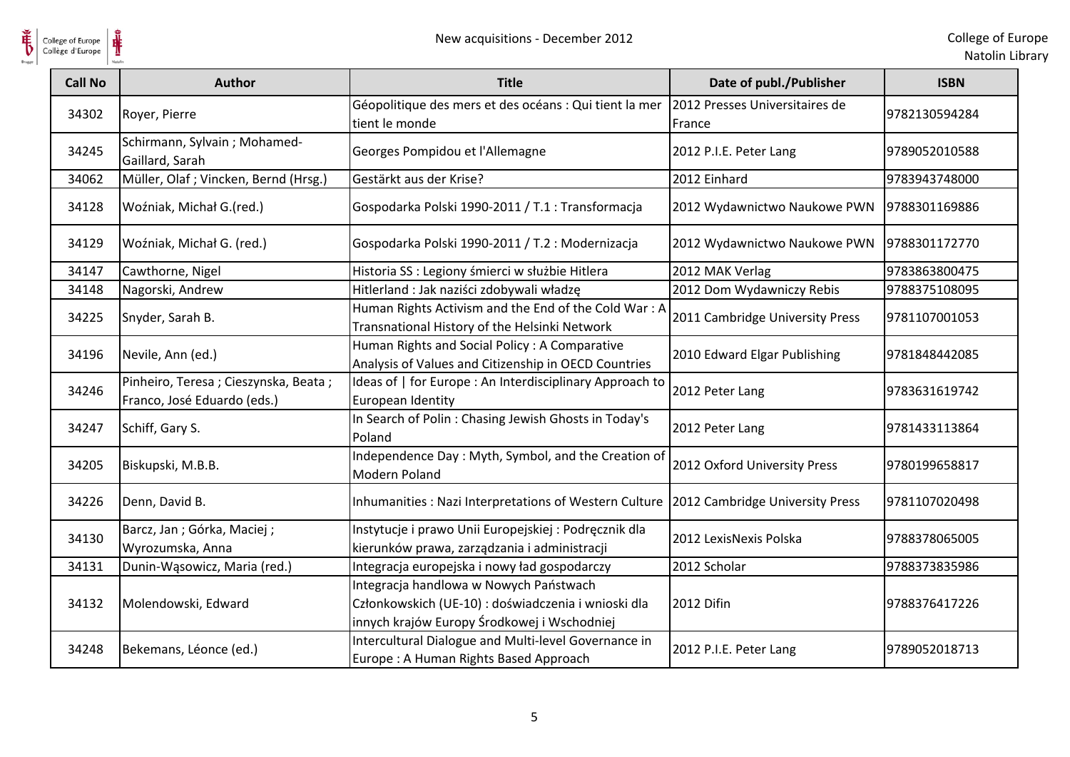| Call No | Author | Title | Date of publ./Publisher | ISBN |
|---|---|---|---|---|
| 34302 | Royer, Pierre | Géopolitique des mers et des océans : Qui tient la mer tient le monde | 2012 Presses Universitaires de France | 9782130594284 |
| 34245 | Schirmann, Sylvain ; Mohamed-Gaillard, Sarah | Georges Pompidou et l'Allemagne | 2012 P.I.E. Peter Lang | 9789052010588 |
| 34062 | Müller, Olaf ; Vincken, Bernd (Hrsg.) | Gestärkt aus der Krise? | 2012 Einhard | 9783943748000 |
| 34128 | Woźniak, Michał G.(red.) | Gospodarka Polski 1990-2011 / T.1 : Transformacja | 2012 Wydawnictwo Naukowe PWN | 9788301169886 |
| 34129 | Woźniak, Michał G. (red.) | Gospodarka Polski 1990-2011 / T.2 : Modernizacja | 2012 Wydawnictwo Naukowe PWN | 9788301172770 |
| 34147 | Cawthorne, Nigel | Historia SS : Legiony śmierci w służbie Hitlera | 2012 MAK Verlag | 9783863800475 |
| 34148 | Nagorski, Andrew | Hitlerland : Jak naziści zdobywali władzę | 2012 Dom Wydawniczy Rebis | 9788375108095 |
| 34225 | Snyder, Sarah B. | Human Rights Activism and the End of the Cold War : A Transnational History of the Helsinki Network | 2011 Cambridge University Press | 9781107001053 |
| 34196 | Nevile, Ann (ed.) | Human Rights and Social Policy : A Comparative Analysis of Values and Citizenship in OECD Countries | 2010 Edward Elgar Publishing | 9781848442085 |
| 34246 | Pinheiro, Teresa ; Cieszynska, Beata ; Franco, José Eduardo (eds.) | Ideas of \| for Europe : An Interdisciplinary Approach to European Identity | 2012 Peter Lang | 9783631619742 |
| 34247 | Schiff, Gary S. | In Search of Polin : Chasing Jewish Ghosts in Today's Poland | 2012 Peter Lang | 9781433113864 |
| 34205 | Biskupski, M.B.B. | Independence Day : Myth, Symbol, and the Creation of Modern Poland | 2012 Oxford University Press | 9780199658817 |
| 34226 | Denn, David B. | Inhumanities : Nazi Interpretations of Western Culture | 2012 Cambridge University Press | 9781107020498 |
| 34130 | Barcz, Jan ; Górka, Maciej ; Wyrozumska, Anna | Instytucje i prawo Unii Europejskiej : Podręcznik dla kierunków prawa, zarządzania i administracji | 2012 LexisNexis Polska | 9788378065005 |
| 34131 | Dunin-Wąsowicz, Maria (red.) | Integracja europejska i nowy ład gospodarczy | 2012 Scholar | 9788373835986 |
| 34132 | Molendowski, Edward | Integracja handlowa w Nowych Państwach Członkowskich (UE-10) : doświadczenia i wnioski dla innych krajów Europy Środkowej i Wschodniej | 2012 Difin | 9788376417226 |
| 34248 | Bekemans, Léonce (ed.) | Intercultural Dialogue and Multi-level Governance in Europe : A Human Rights Based Approach | 2012 P.I.E. Peter Lang | 9789052018713 |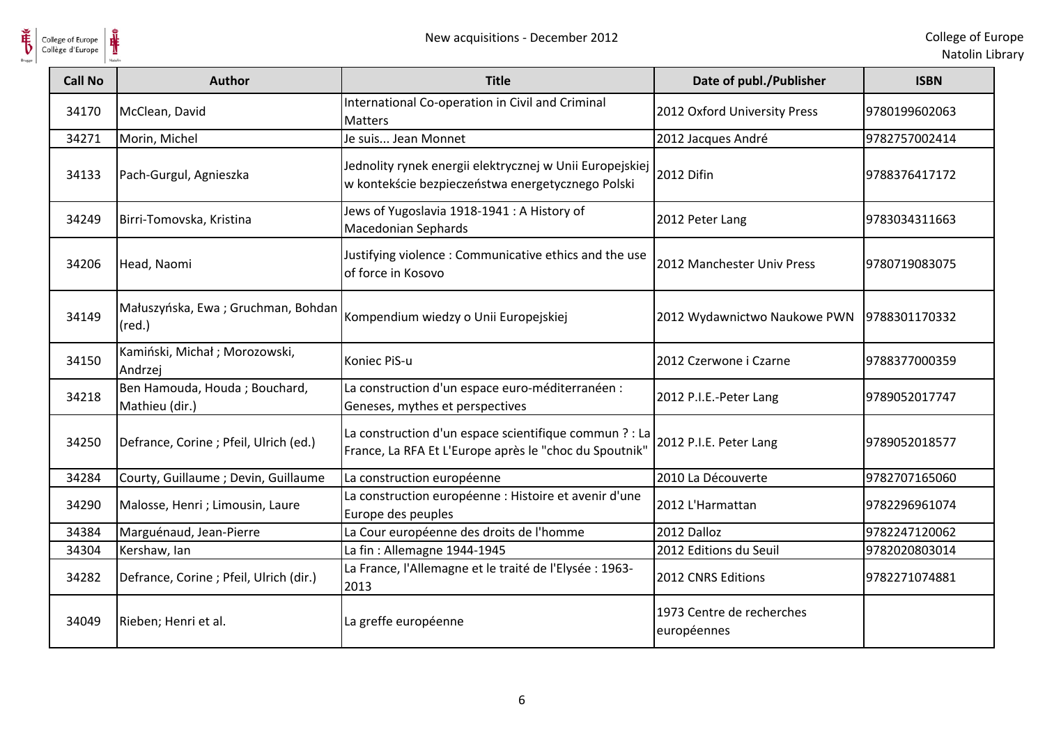| Call No | Author | Title | Date of publ./Publisher | ISBN |
|---|---|---|---|---|
| 34170 | McClean, David | International Co-operation in Civil and Criminal Matters | 2012 Oxford University Press | 9780199602063 |
| 34271 | Morin, Michel | Je suis... Jean Monnet | 2012 Jacques André | 9782757002414 |
| 34133 | Pach-Gurgul, Agnieszka | Jednolity rynek energii elektrycznej w Unii Europejskiej w kontekście bezpieczeństwa energetycznego Polski | 2012 Difin | 9788376417172 |
| 34249 | Birri-Tomovska, Kristina | Jews of Yugoslavia 1918-1941 : A History of Macedonian Sephards | 2012 Peter Lang | 9783034311663 |
| 34206 | Head, Naomi | Justifying violence : Communicative ethics and the use of force in Kosovo | 2012 Manchester Univ Press | 9780719083075 |
| 34149 | Małuszyńska, Ewa ; Gruchman, Bohdan (red.) | Kompendium wiedzy o Unii Europejskiej | 2012 Wydawnictwo Naukowe PWN | 9788301170332 |
| 34150 | Kamiński, Michał ; Morozowski, Andrzej | Koniec PiS-u | 2012 Czerwone i Czarne | 9788377000359 |
| 34218 | Ben Hamouda, Houda ; Bouchard, Mathieu (dir.) | La construction d'un espace euro-méditerranéen : Geneses, mythes et perspectives | 2012 P.I.E.-Peter Lang | 9789052017747 |
| 34250 | Defrance, Corine ; Pfeil, Ulrich (ed.) | La construction d'un espace scientifique commun ? : La France, La RFA Et L'Europe après le "choc du Spoutnik" | 2012 P.I.E. Peter Lang | 9789052018577 |
| 34284 | Courty, Guillaume ; Devin, Guillaume | La construction européenne | 2010 La Découverte | 9782707165060 |
| 34290 | Malosse, Henri ; Limousin, Laure | La construction européenne : Histoire et avenir d'une Europe des peuples | 2012 L'Harmattan | 9782296961074 |
| 34384 | Marguénaud, Jean-Pierre | La Cour européenne des droits de l'homme | 2012 Dalloz | 9782247120062 |
| 34304 | Kershaw, Ian | La fin : Allemagne 1944-1945 | 2012 Editions du Seuil | 9782020803014 |
| 34282 | Defrance, Corine ; Pfeil, Ulrich (dir.) | La France, l'Allemagne et le traité de l'Elysée : 1963-2013 | 2012 CNRS Editions | 9782271074881 |
| 34049 | Rieben; Henri et al. | La greffe européenne | 1973 Centre de recherches européennes | |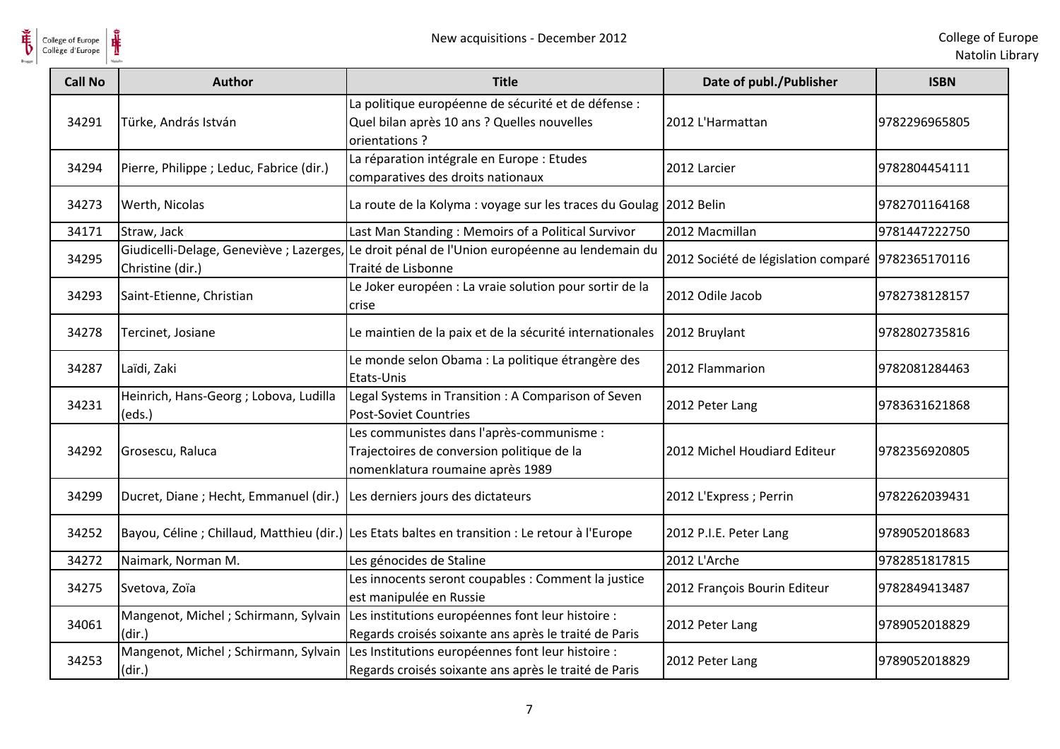| Call No | Author | Title | Date of publ./Publisher | ISBN |
|---|---|---|---|---|
| 34291 | Türke, András István | La politique européenne de sécurité et de défense : Quel bilan après 10 ans ? Quelles nouvelles orientations ? | 2012 L'Harmattan | 9782296965805 |
| 34294 | Pierre, Philippe ; Leduc, Fabrice (dir.) | La réparation intégrale en Europe : Etudes comparatives des droits nationaux | 2012 Larcier | 9782804454111 |
| 34273 | Werth, Nicolas | La route de la Kolyma : voyage sur les traces du Goulag | 2012 Belin | 9782701164168 |
| 34171 | Straw, Jack | Last Man Standing : Memoirs of a Political Survivor | 2012 Macmillan | 9781447222750 |
| 34295 | Giudicelli-Delage, Geneviève ; Lazerges, Christine (dir.) | Le droit pénal de l'Union européenne au lendemain du Traité de Lisbonne | 2012 Société de législation comparé | 9782365170116 |
| 34293 | Saint-Etienne, Christian | Le Joker européen : La vraie solution pour sortir de la crise | 2012 Odile Jacob | 9782738128157 |
| 34278 | Tercinet, Josiane | Le maintien de la paix et de la sécurité internationales | 2012 Bruylant | 9782802735816 |
| 34287 | Laïdi, Zaki | Le monde selon Obama : La politique étrangère des Etats-Unis | 2012 Flammarion | 9782081284463 |
| 34231 | Heinrich, Hans-Georg ; Lobova, Ludilla (eds.) | Legal Systems in Transition : A Comparison of Seven Post-Soviet Countries | 2012 Peter Lang | 9783631621868 |
| 34292 | Grosescu, Raluca | Les communistes dans l'après-communisme : Trajectoires de conversion politique de la nomenklatura roumaine après 1989 | 2012 Michel Houdiard Editeur | 9782356920805 |
| 34299 | Ducret, Diane ; Hecht, Emmanuel (dir.) | Les derniers jours des dictateurs | 2012 L'Express ; Perrin | 9782262039431 |
| 34252 | Bayou, Céline ; Chillaud, Matthieu (dir.) | Les Etats baltes en transition : Le retour à l'Europe | 2012 P.I.E. Peter Lang | 9789052018683 |
| 34272 | Naimark, Norman M. | Les génocides de Staline | 2012 L'Arche | 9782851817815 |
| 34275 | Svetova, Zoïa | Les innocents seront coupables : Comment la justice est manipulée en Russie | 2012 François Bourin Editeur | 9782849413487 |
| 34061 | Mangenot, Michel ; Schirmann, Sylvain (dir.) | Les institutions européennes font leur histoire : Regards croisés soixante ans après le traité de Paris | 2012 Peter Lang | 9789052018829 |
| 34253 | Mangenot, Michel ; Schirmann, Sylvain (dir.) | Les Institutions européennes font leur histoire : Regards croisés soixante ans après le traité de Paris | 2012 Peter Lang | 9789052018829 |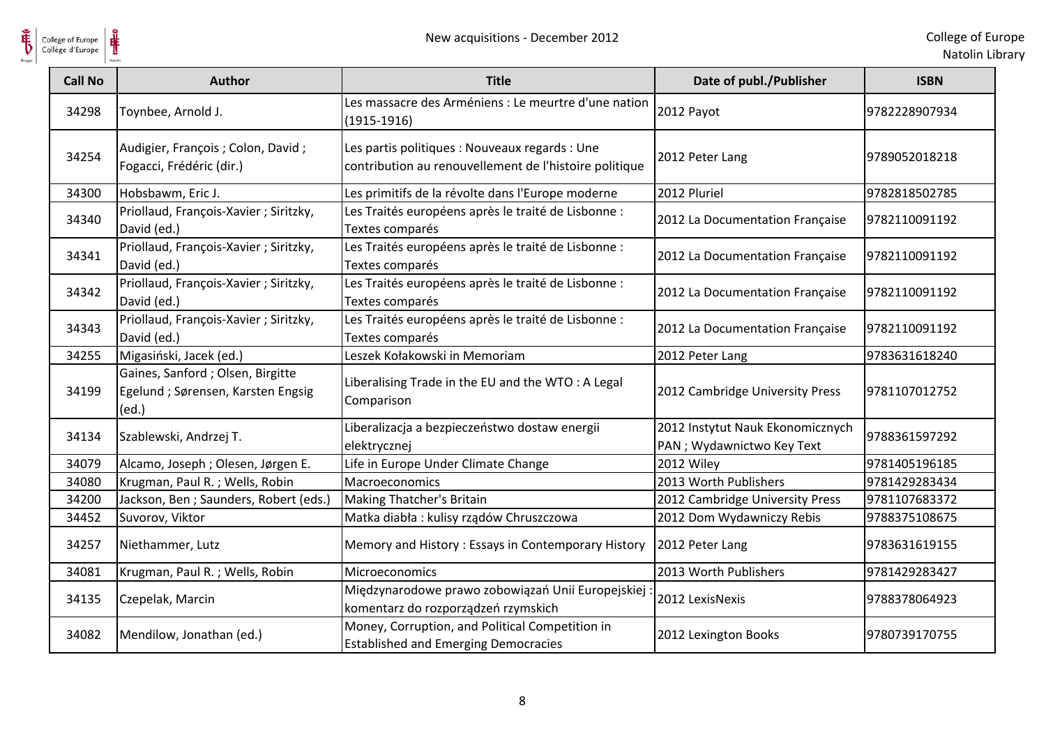| Call No | Author | Title | Date of publ./Publisher | ISBN |
|---|---|---|---|---|
| 34298 | Toynbee, Arnold J. | Les massacre des Arméniens : Le meurtre d'une nation (1915-1916) | 2012 Payot | 9782228907934 |
| 34254 | Audigier, François ; Colon, David ; Fogacci, Frédéric (dir.) | Les partis politiques : Nouveaux regards : Une contribution au renouvellement de l'histoire politique | 2012 Peter Lang | 9789052018218 |
| 34300 | Hobsbawm, Eric J. | Les primitifs de la révolte dans l'Europe moderne | 2012 Pluriel | 9782818502785 |
| 34340 | Priollaud, François-Xavier ; Siritzky, David (ed.) | Les Traités européens après le traité de Lisbonne : Textes comparés | 2012 La Documentation Française | 9782110091192 |
| 34341 | Priollaud, François-Xavier ; Siritzky, David (ed.) | Les Traités européens après le traité de Lisbonne : Textes comparés | 2012 La Documentation Française | 9782110091192 |
| 34342 | Priollaud, François-Xavier ; Siritzky, David (ed.) | Les Traités européens après le traité de Lisbonne : Textes comparés | 2012 La Documentation Française | 9782110091192 |
| 34343 | Priollaud, François-Xavier ; Siritzky, David (ed.) | Les Traités européens après le traité de Lisbonne : Textes comparés | 2012 La Documentation Française | 9782110091192 |
| 34255 | Migasiński, Jacek (ed.) | Leszek Kołakowski in Memoriam | 2012 Peter Lang | 9783631618240 |
| 34199 | Gaines, Sanford ; Olsen, Birgitte Egelund ; Sørensen, Karsten Engsig (ed.) | Liberalising Trade in the EU and the WTO : A Legal Comparison | 2012 Cambridge University Press | 9781107012752 |
| 34134 | Szablewski, Andrzej T. | Liberalizacja a bezpieczeństwo dostaw energii elektrycznej | 2012 Instytut Nauk Ekonomicznych PAN ; Wydawnictwo Key Text | 9788361597292 |
| 34079 | Alcamo, Joseph ; Olesen, Jørgen E. | Life in Europe Under Climate Change | 2012 Wiley | 9781405196185 |
| 34080 | Krugman, Paul R. ; Wells, Robin | Macroeconomics | 2013 Worth Publishers | 9781429283434 |
| 34200 | Jackson, Ben ; Saunders, Robert (eds.) | Making Thatcher's Britain | 2012 Cambridge University Press | 9781107683372 |
| 34452 | Suvorov, Viktor | Matka diabła : kulisy rządów Chruszczowa | 2012 Dom Wydawniczy Rebis | 9788375108675 |
| 34257 | Niethammer, Lutz | Memory and History : Essays in Contemporary History | 2012 Peter Lang | 9783631619155 |
| 34081 | Krugman, Paul R. ; Wells, Robin | Microeconomics | 2013 Worth Publishers | 9781429283427 |
| 34135 | Czepelak, Marcin | Międzynarodowe prawo zobowiązań Unii Europejskiej : komentarz do rozporządzeń rzymskich | 2012 LexisNexis | 9788378064923 |
| 34082 | Mendilow, Jonathan (ed.) | Money, Corruption, and Political Competition in Established and Emerging Democracies | 2012 Lexington Books | 9780739170755 |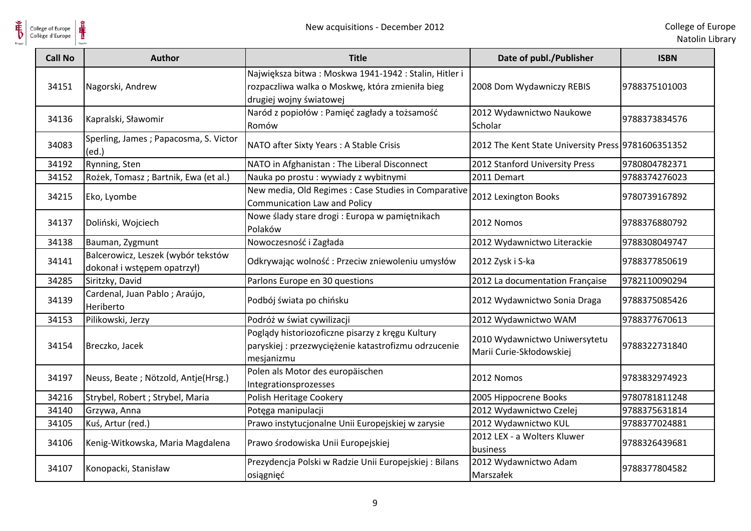| Call No | Author | Title | Date of publ./Publisher | ISBN |
|---|---|---|---|---|
| 34151 | Nagorski, Andrew | Największa bitwa : Moskwa 1941-1942 : Stalin, Hitler i rozpaczliwa walka o Moskwę, która zmieniła bieg drugiej wojny światowej | 2008 Dom Wydawniczy REBIS | 9788375101003 |
| 34136 | Kapralski, Sławomir | Naród z popiołów : Pamięć zagłady a tożsamość Romów | 2012 Wydawnictwo Naukowe Scholar | 9788373834576 |
| 34083 | Sperling, James ; Papacosma, S. Victor (ed.) | NATO after Sixty Years : A Stable Crisis | 2012 The Kent State University Press | 9781606351352 |
| 34192 | Rynning, Sten | NATO in Afghanistan : The Liberal Disconnect | 2012 Stanford University Press | 9780804782371 |
| 34152 | Rożek, Tomasz ; Bartnik, Ewa (et al.) | Nauka po prostu : wywiady z wybitnymi | 2011 Demart | 9788374276023 |
| 34215 | Eko, Lyombe | New media, Old Regimes : Case Studies in Comparative Communication Law and Policy | 2012 Lexington Books | 9780739167892 |
| 34137 | Doliński, Wojciech | Nowe ślady stare drogi : Europa w pamiętnikach Polaków | 2012 Nomos | 9788376880792 |
| 34138 | Bauman, Zygmunt | Nowoczesność i Zagłada | 2012 Wydawnictwo Literackie | 9788308049747 |
| 34141 | Balcerowicz, Leszek (wybór tekstów dokonał i wstępem opatrzył) | Odkrywając wolność : Przeciw zniewoleniu umysłów | 2012 Zysk i S-ka | 9788377850619 |
| 34285 | Siritzky, David | Parlons Europe en 30 questions | 2012 La documentation Française | 9782110090294 |
| 34139 | Cardenal, Juan Pablo ; Araújo, Heriberto | Podbój świata po chińsku | 2012 Wydawnictwo Sonia Draga | 9788375085426 |
| 34153 | Pilikowski, Jerzy | Podróż w świat cywilizacji | 2012 Wydawnictwo WAM | 9788377670613 |
| 34154 | Breczko, Jacek | Poglądy historiozoficzne pisarzy z kręgu Kultury paryskiej : przezwyciężenie katastrofizmu odrzucenie mesjanizmu | 2010 Wydawnictwo Uniwersytetu Marii Curie-Skłodowskiej | 9788322731840 |
| 34197 | Neuss, Beate ; Nötzold, Antje(Hrsg.) | Polen als Motor des europäischen Integrationsprozesses | 2012 Nomos | 9783832974923 |
| 34216 | Strybel, Robert ; Strybel, Maria | Polish Heritage Cookery | 2005 Hippocrene Books | 9780781811248 |
| 34140 | Grzywa, Anna | Potęga manipulacji | 2012 Wydawnictwo Czelej | 9788375631814 |
| 34105 | Kuś, Artur (red.) | Prawo instytucjonalne Unii Europejskiej w zarysie | 2012 Wydawnictwo KUL | 9788377024881 |
| 34106 | Kenig-Witkowska, Maria Magdalena | Prawo środowiska Unii Europejskiej | 2012 LEX - a Wolters Kluwer business | 9788326439681 |
| 34107 | Konopacki, Stanisław | Prezydencja Polski w Radzie Unii Europejskiej : Bilans osiągnięć | 2012 Wydawnictwo Adam Marszałek | 9788377804582 |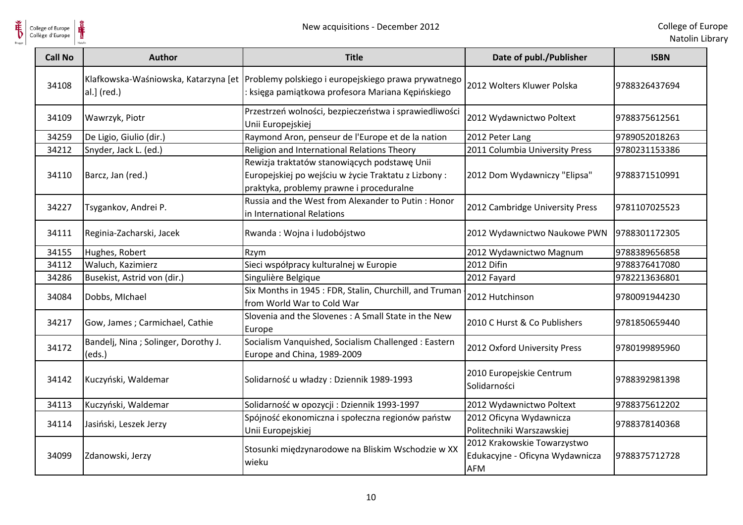| Call No | Author | Title | Date of publ./Publisher | ISBN |
| --- | --- | --- | --- | --- |
| 34108 | Klafkowska-Waśniowska, Katarzyna [et al.] (red.) | Problemy polskiego i europejskiego prawa prywatnego : księga pamiątkowa profesora Mariana Kępińskiego | 2012 Wolters Kluwer Polska | 9788326437694 |
| 34109 | Wawrzyk, Piotr | Przestrzeń wolności, bezpieczeństwa i sprawiedliwości Unii Europejskiej | 2012 Wydawnictwo Poltext | 9788375612561 |
| 34259 | De Ligio, Giulio (dir.) | Raymond Aron, penseur de l'Europe et de la nation | 2012 Peter Lang | 9789052018263 |
| 34212 | Snyder, Jack L. (ed.) | Religion and International Relations Theory | 2011 Columbia University Press | 9780231153386 |
| 34110 | Barcz, Jan (red.) | Rewizja traktatów stanowiących podstawę Unii Europejskiej po wejściu w życie Traktatu z Lizbony : praktyka, problemy prawne i proceduralne | 2012 Dom Wydawniczy "Elipsa" | 9788371510991 |
| 34227 | Tsygankov, Andrei P. | Russia and the West from Alexander to Putin : Honor in International Relations | 2012 Cambridge University Press | 9781107025523 |
| 34111 | Reginia-Zacharski, Jacek | Rwanda : Wojna i ludobójstwo | 2012 Wydawnictwo Naukowe PWN | 9788301172305 |
| 34155 | Hughes, Robert | Rzym | 2012 Wydawnictwo Magnum | 9788389656858 |
| 34112 | Waluch, Kazimierz | Sieci współpracy kulturalnej w Europie | 2012 Difin | 9788376417080 |
| 34286 | Busekist, Astrid von (dir.) | Singulière Belgique | 2012 Fayard | 9782213636801 |
| 34084 | Dobbs, MIchael | Six Months in 1945 : FDR, Stalin, Churchill, and Truman from World War to Cold War | 2012 Hutchinson | 9780091944230 |
| 34217 | Gow, James ; Carmichael, Cathie | Slovenia and the Slovenes : A Small State in the New Europe | 2010 C Hurst & Co Publishers | 9781850659440 |
| 34172 | Bandelj, Nina ; Solinger, Dorothy J. (eds.) | Socialism Vanquished, Socialism Challenged : Eastern Europe and China, 1989-2009 | 2012 Oxford University Press | 9780199895960 |
| 34142 | Kuczyński, Waldemar | Solidarność u władzy : Dziennik 1989-1993 | 2010 Europejskie Centrum Solidarności | 9788392981398 |
| 34113 | Kuczyński, Waldemar | Solidarność w opozycji : Dziennik 1993-1997 | 2012 Wydawnictwo Poltext | 9788375612202 |
| 34114 | Jasiński, Leszek Jerzy | Spójność ekonomiczna i społeczna regionów państw Unii Europejskiej | 2012 Oficyna Wydawnicza Politechniki Warszawskiej | 9788378140368 |
| 34099 | Zdanowski, Jerzy | Stosunki międzynarodowe na Bliskim Wschodzie w XX wieku | 2012 Krakowskie Towarzystwo Edukacyjne - Oficyna Wydawnicza AFM | 9788375712728 |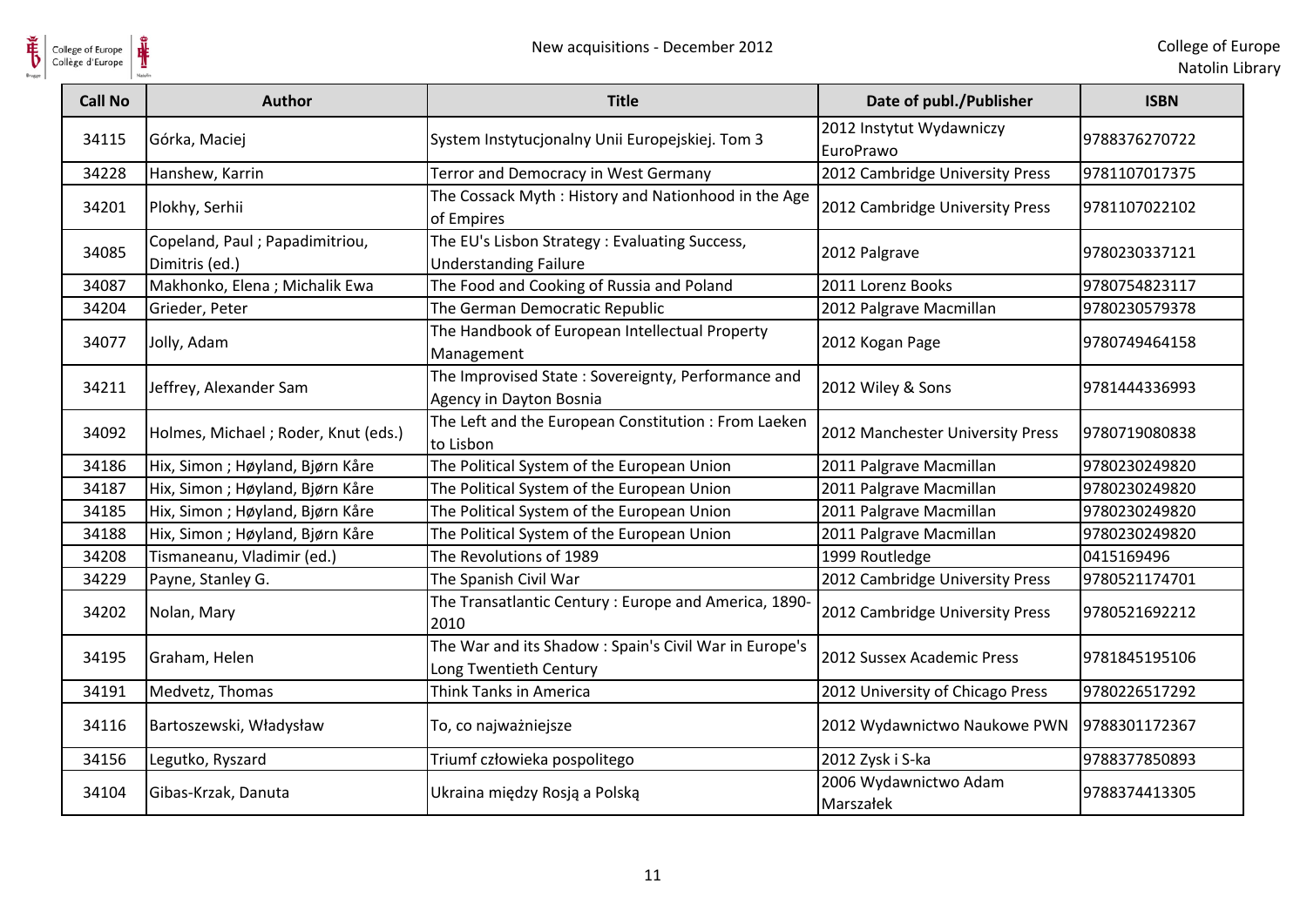| Call No | Author | Title | Date of publ./Publisher | ISBN |
|---|---|---|---|---|
| 34115 | Górka, Maciej | System Instytucjonalny Unii Europejskiej. Tom 3 | 2012 Instytut Wydawniczy EuroPrawo | 9788376270722 |
| 34228 | Hanshew, Karrin | Terror and Democracy in West Germany | 2012 Cambridge University Press | 9781107017375 |
| 34201 | Plokhy, Serhii | The Cossack Myth : History and Nationhood in the Age of Empires | 2012 Cambridge University Press | 9781107022102 |
| 34085 | Copeland, Paul ; Papadimitriou, Dimitris (ed.) | The EU's Lisbon Strategy : Evaluating Success, Understanding Failure | 2012 Palgrave | 9780230337121 |
| 34087 | Makhonko, Elena ; Michalik Ewa | The Food and Cooking of Russia and Poland | 2011 Lorenz Books | 9780754823117 |
| 34204 | Grieder, Peter | The German Democratic Republic | 2012 Palgrave Macmillan | 9780230579378 |
| 34077 | Jolly, Adam | The Handbook of European Intellectual Property Management | 2012 Kogan Page | 9780749464158 |
| 34211 | Jeffrey, Alexander Sam | The Improvised State : Sovereignty, Performance and Agency in Dayton Bosnia | 2012 Wiley & Sons | 9781444336993 |
| 34092 | Holmes, Michael ; Roder, Knut (eds.) | The Left and the European Constitution : From Laeken to Lisbon | 2012 Manchester University Press | 9780719080838 |
| 34186 | Hix, Simon ; Høyland, Bjørn Kåre | The Political System of the European Union | 2011 Palgrave Macmillan | 9780230249820 |
| 34187 | Hix, Simon ; Høyland, Bjørn Kåre | The Political System of the European Union | 2011 Palgrave Macmillan | 9780230249820 |
| 34185 | Hix, Simon ; Høyland, Bjørn Kåre | The Political System of the European Union | 2011 Palgrave Macmillan | 9780230249820 |
| 34188 | Hix, Simon ; Høyland, Bjørn Kåre | The Political System of the European Union | 2011 Palgrave Macmillan | 9780230249820 |
| 34208 | Tismaneanu, Vladimir (ed.) | The Revolutions of 1989 | 1999 Routledge | 0415169496 |
| 34229 | Payne, Stanley G. | The Spanish Civil War | 2012 Cambridge University Press | 9780521174701 |
| 34202 | Nolan, Mary | The Transatlantic Century : Europe and America, 1890-2010 | 2012 Cambridge University Press | 9780521692212 |
| 34195 | Graham, Helen | The War and its Shadow : Spain's Civil War in Europe's Long Twentieth Century | 2012 Sussex Academic Press | 9781845195106 |
| 34191 | Medvetz, Thomas | Think Tanks in America | 2012 University of Chicago Press | 9780226517292 |
| 34116 | Bartoszewski, Władysław | To, co najważniejsze | 2012 Wydawnictwo Naukowe PWN | 9788301172367 |
| 34156 | Legutko, Ryszard | Triumf człowieka pospolitego | 2012 Zysk i S-ka | 9788377850893 |
| 34104 | Gibas-Krzak, Danuta | Ukraina między Rosją a Polską | 2006 Wydawnictwo Adam Marszałek | 9788374413305 |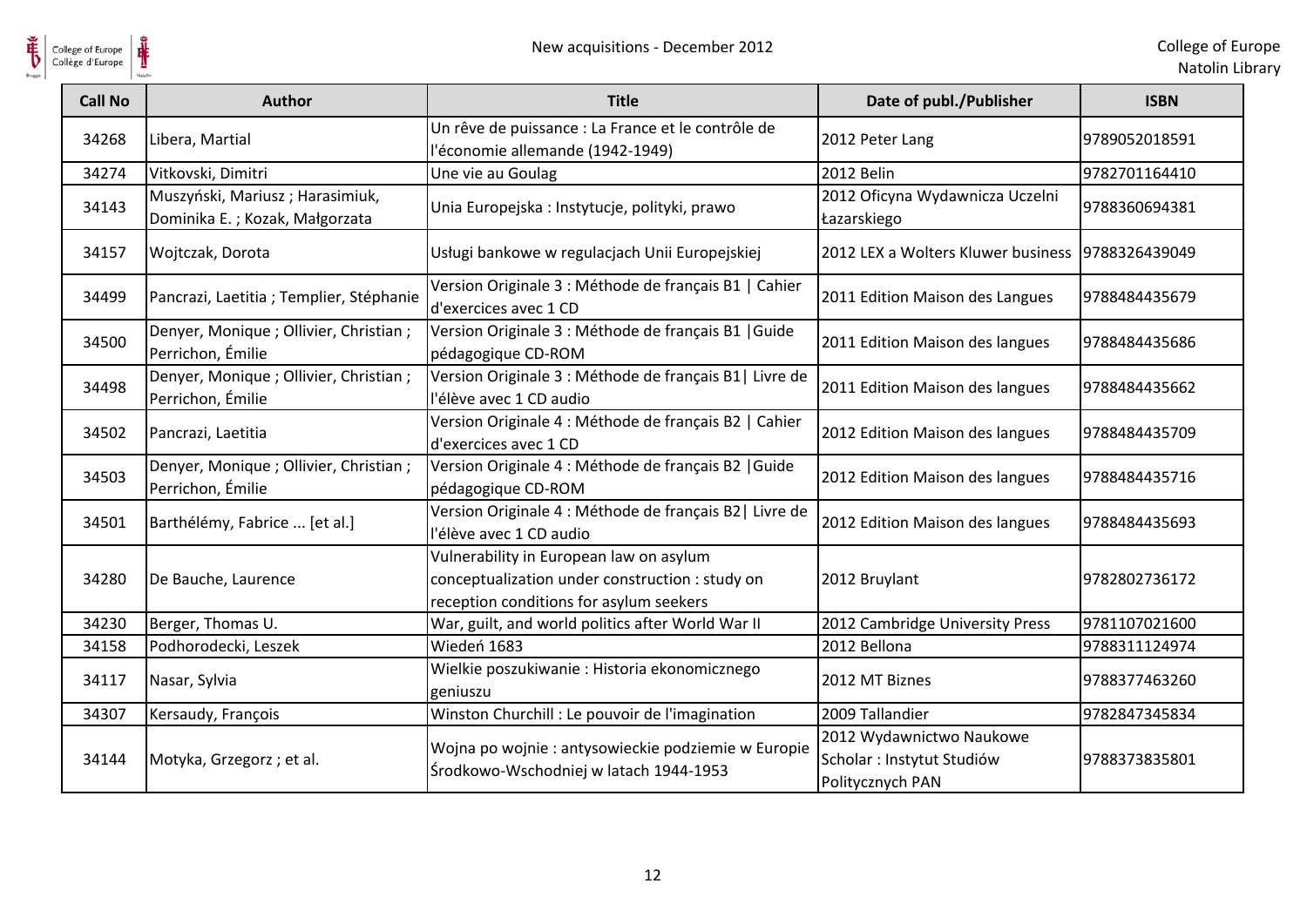| Call No | Author | Title | Date of publ./Publisher | ISBN |
| --- | --- | --- | --- | --- |
| 34268 | Libera, Martial | Un rêve de puissance : La France et le contrôle de l'économie allemande (1942-1949) | 2012 Peter Lang | 9789052018591 |
| 34274 | Vitkovski, Dimitri | Une vie au Goulag | 2012 Belin | 9782701164410 |
| 34143 | Muszyński, Mariusz ; Harasimiuk, Dominika E. ; Kozak, Małgorzata | Unia Europejska : Instytucje, polityki, prawo | 2012 Oficyna Wydawnicza Uczelni Łazarskiego | 9788360694381 |
| 34157 | Wojtczak, Dorota | Usługi bankowe w regulacjach Unii Europejskiej | 2012 LEX a Wolters Kluwer business | 9788326439049 |
| 34499 | Pancrazi, Laetitia ; Templier, Stéphanie | Version Originale 3 : Méthode de français B1 \| Cahier d'exercices avec 1 CD | 2011 Edition Maison des Langues | 9788484435679 |
| 34500 | Denyer, Monique ; Ollivier, Christian ; Perrichon, Émilie | Version Originale 3 : Méthode de français B1 \|Guide pédagogique CD-ROM | 2011 Edition Maison des langues | 9788484435686 |
| 34498 | Denyer, Monique ; Ollivier, Christian ; Perrichon, Émilie | Version Originale 3 : Méthode de français B1\| Livre de l'élève avec 1 CD audio | 2011 Edition Maison des langues | 9788484435662 |
| 34502 | Pancrazi, Laetitia | Version Originale 4 : Méthode de français B2 \| Cahier d'exercices avec 1 CD | 2012 Edition Maison des langues | 9788484435709 |
| 34503 | Denyer, Monique ; Ollivier, Christian ; Perrichon, Émilie | Version Originale 4 : Méthode de français B2 \|Guide pédagogique CD-ROM | 2012 Edition Maison des langues | 9788484435716 |
| 34501 | Barthélémy, Fabrice ... [et al.] | Version Originale 4 : Méthode de français B2\| Livre de l'élève avec 1 CD audio | 2012 Edition Maison des langues | 9788484435693 |
| 34280 | De Bauche, Laurence | Vulnerability in European law on asylum conceptualization under construction : study on reception conditions for asylum seekers | 2012 Bruylant | 9782802736172 |
| 34230 | Berger, Thomas U. | War, guilt, and world politics after World War II | 2012 Cambridge University Press | 9781107021600 |
| 34158 | Podhorodecki, Leszek | Wiedeń 1683 | 2012 Bellona | 9788311124974 |
| 34117 | Nasar, Sylvia | Wielkie poszukiwanie : Historia ekonomicznego geniuszu | 2012 MT Biznes | 9788377463260 |
| 34307 | Kersaudy, François | Winston Churchill : Le pouvoir de l'imagination | 2009 Tallandier | 9782847345834 |
| 34144 | Motyka, Grzegorz ; et al. | Wojna po wojnie : antysowieckie podziemie w Europie Środkowo-Wschodniej w latach 1944-1953 | 2012 Wydawnictwo Naukowe Scholar : Instytut Studiów Politycznych PAN | 9788373835801 |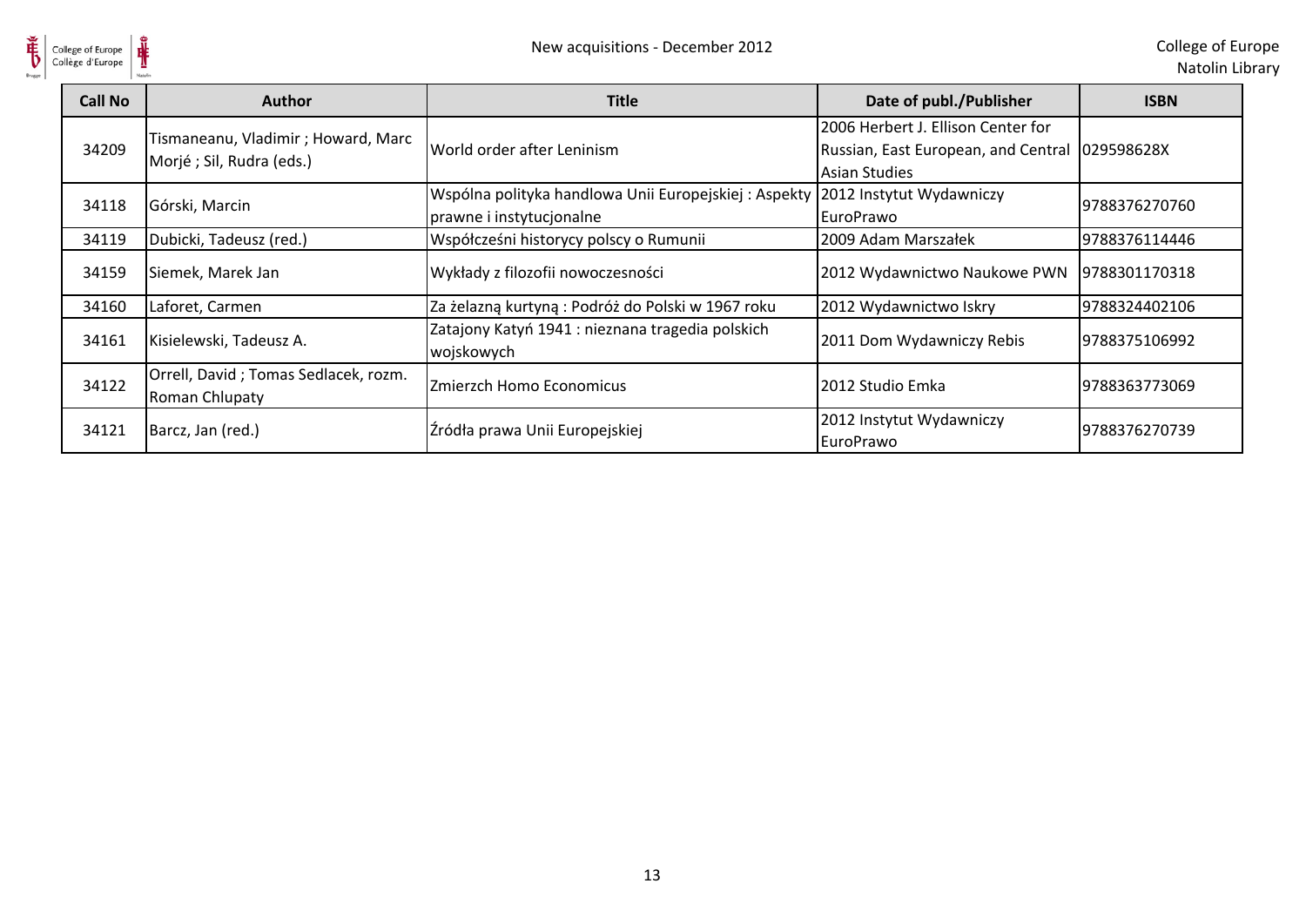| Call No | Author | Title | Date of publ./Publisher | ISBN |
|---|---|---|---|---|
| 34209 | Tismaneanu, Vladimir ; Howard, Marc Morjé ; Sil, Rudra (eds.) | World order after Leninism | 2006 Herbert J. Ellison Center for Russian, East European, and Central Asian Studies | 029598628X |
| 34118 | Górski, Marcin | Wspólna polityka handlowa Unii Europejskiej : Aspekty prawne i instytucjonalne | 2012 Instytut Wydawniczy EuroPrawo | 9788376270760 |
| 34119 | Dubicki, Tadeusz (red.) | Współcześni historycy polscy o Rumunii | 2009 Adam Marszałek | 9788376114446 |
| 34159 | Siemek, Marek Jan | Wykłady z filozofii nowoczesności | 2012 Wydawnictwo Naukowe PWN | 9788301170318 |
| 34160 | Laforet, Carmen | Za żelazną kurtyną : Podróż do Polski w 1967 roku | 2012 Wydawnictwo Iskry | 9788324402106 |
| 34161 | Kisielewski, Tadeusz A. | Zatajony Katyń 1941 : nieznana tragedia polskich wojskowych | 2011 Dom Wydawniczy Rebis | 9788375106992 |
| 34122 | Orrell, David ; Tomas Sedlacek, rozm. Roman Chlupaty | Zmierzch Homo Economicus | 2012 Studio Emka | 9788363773069 |
| 34121 | Barcz, Jan (red.) | Źródła prawa Unii Europejskiej | 2012 Instytut Wydawniczy EuroPrawo | 9788376270739 |